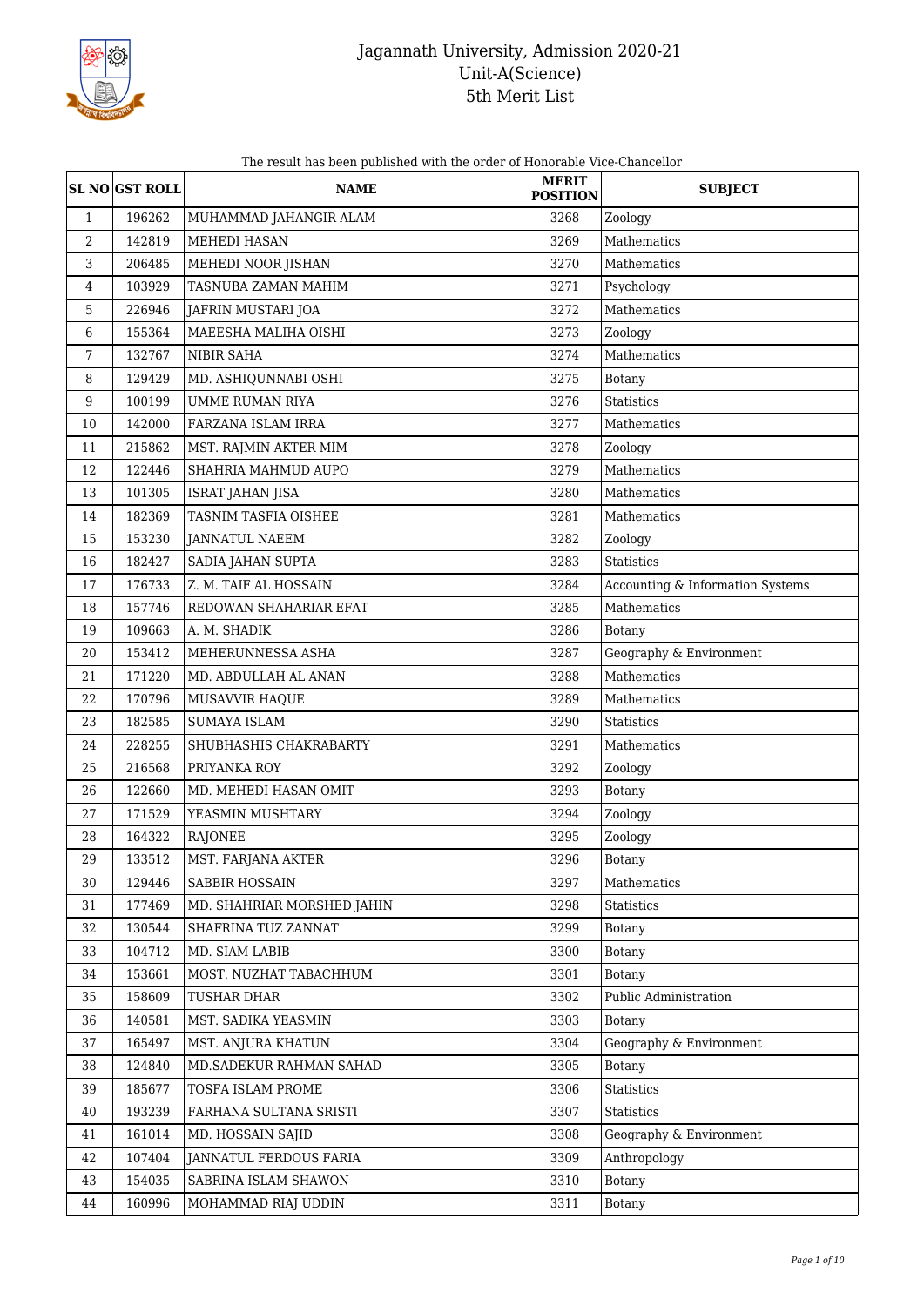# Jagannath University, Admission 2020-21
## Unit-A(Science)
## 5th Merit List

The result has been published with the order of Honorable Vice-Chancellor

| SL NO | GST ROLL | NAME | MERIT POSITION | SUBJECT |
|---|---|---|---|---|
| 1 | 196262 | MUHAMMAD JAHANGIR ALAM | 3268 | Zoology |
| 2 | 142819 | MEHEDI HASAN | 3269 | Mathematics |
| 3 | 206485 | MEHEDI NOOR JISHAN | 3270 | Mathematics |
| 4 | 103929 | TASNUBA ZAMAN MAHIM | 3271 | Psychology |
| 5 | 226946 | JAFRIN MUSTARI JOA | 3272 | Mathematics |
| 6 | 155364 | MAEESHA MALIHA OISHI | 3273 | Zoology |
| 7 | 132767 | NIBIR SAHA | 3274 | Mathematics |
| 8 | 129429 | MD. ASHIQUNNABI OSHI | 3275 | Botany |
| 9 | 100199 | UMME RUMAN RIYA | 3276 | Statistics |
| 10 | 142000 | FARZANA ISLAM IRRA | 3277 | Mathematics |
| 11 | 215862 | MST. RAJMIN AKTER MIM | 3278 | Zoology |
| 12 | 122446 | SHAHRIA MAHMUD AUPO | 3279 | Mathematics |
| 13 | 101305 | ISRAT JAHAN JISA | 3280 | Mathematics |
| 14 | 182369 | TASNIM TASFIA OISHEE | 3281 | Mathematics |
| 15 | 153230 | JANNATUL NAEEM | 3282 | Zoology |
| 16 | 182427 | SADIA JAHAN SUPTA | 3283 | Statistics |
| 17 | 176733 | Z. M. TAIF AL HOSSAIN | 3284 | Accounting & Information Systems |
| 18 | 157746 | REDOWAN SHAHARIAR EFAT | 3285 | Mathematics |
| 19 | 109663 | A. M. SHADIK | 3286 | Botany |
| 20 | 153412 | MEHERUNNESSA ASHA | 3287 | Geography & Environment |
| 21 | 171220 | MD. ABDULLAH AL ANAN | 3288 | Mathematics |
| 22 | 170796 | MUSAVVIR HAQUE | 3289 | Mathematics |
| 23 | 182585 | SUMAYA ISLAM | 3290 | Statistics |
| 24 | 228255 | SHUBHASHIS CHAKRABARTY | 3291 | Mathematics |
| 25 | 216568 | PRIYANKA ROY | 3292 | Zoology |
| 26 | 122660 | MD. MEHEDI HASAN OMIT | 3293 | Botany |
| 27 | 171529 | YEASMIN MUSHTARY | 3294 | Zoology |
| 28 | 164322 | RAJONEE | 3295 | Zoology |
| 29 | 133512 | MST. FARJANA AKTER | 3296 | Botany |
| 30 | 129446 | SABBIR HOSSAIN | 3297 | Mathematics |
| 31 | 177469 | MD. SHAHRIAR MORSHED JAHIN | 3298 | Statistics |
| 32 | 130544 | SHAFRINA TUZ ZANNAT | 3299 | Botany |
| 33 | 104712 | MD. SIAM LABIB | 3300 | Botany |
| 34 | 153661 | MOST. NUZHAT TABACHHUM | 3301 | Botany |
| 35 | 158609 | TUSHAR DHAR | 3302 | Public Administration |
| 36 | 140581 | MST. SADIKA YEASMIN | 3303 | Botany |
| 37 | 165497 | MST. ANJURA KHATUN | 3304 | Geography & Environment |
| 38 | 124840 | MD.SADEKUR RAHMAN SAHAD | 3305 | Botany |
| 39 | 185677 | TOSFA ISLAM PROME | 3306 | Statistics |
| 40 | 193239 | FARHANA SULTANA SRISTI | 3307 | Statistics |
| 41 | 161014 | MD. HOSSAIN SAJID | 3308 | Geography & Environment |
| 42 | 107404 | JANNATUL FERDOUS FARIA | 3309 | Anthropology |
| 43 | 154035 | SABRINA ISLAM SHAWON | 3310 | Botany |
| 44 | 160996 | MOHAMMAD RIAJ UDDIN | 3311 | Botany |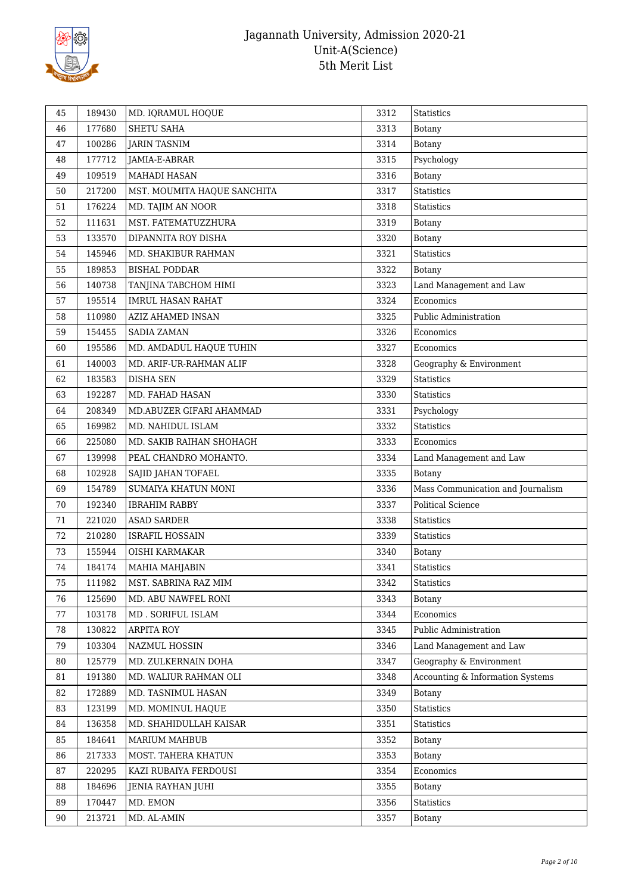| 45 | 189430 | MD. IQRAMUL HOQUE | 3312 | Statistics |
|---|---|---|---|---|
| 46 | 177680 | SHETU SAHA | 3313 | Botany |
| 47 | 100286 | JARIN TASNIM | 3314 | Botany |
| 48 | 177712 | JAMIA-E-ABRAR | 3315 | Psychology |
| 49 | 109519 | MAHADI HASAN | 3316 | Botany |
| 50 | 217200 | MST. MOUMITA HAQUE SANCHITA | 3317 | Statistics |
| 51 | 176224 | MD. TAJIM AN NOOR | 3318 | Statistics |
| 52 | 111631 | MST. FATEMATUZZHURA | 3319 | Botany |
| 53 | 133570 | DIPANNITA ROY DISHA | 3320 | Botany |
| 54 | 145946 | MD. SHAKIBUR RAHMAN | 3321 | Statistics |
| 55 | 189853 | BISHAL PODDAR | 3322 | Botany |
| 56 | 140738 | TANJINA TABCHOM HIMI | 3323 | Land Management and Law |
| 57 | 195514 | IMRUL HASAN RAHAT | 3324 | Economics |
| 58 | 110980 | AZIZ AHAMED INSAN | 3325 | Public Administration |
| 59 | 154455 | SADIA ZAMAN | 3326 | Economics |
| 60 | 195586 | MD. AMDADUL HAQUE TUHIN | 3327 | Economics |
| 61 | 140003 | MD. ARIF-UR-RAHMAN ALIF | 3328 | Geography & Environment |
| 62 | 183583 | DISHA SEN | 3329 | Statistics |
| 63 | 192287 | MD. FAHAD HASAN | 3330 | Statistics |
| 64 | 208349 | MD.ABUZER GIFARI AHAMMAD | 3331 | Psychology |
| 65 | 169982 | MD. NAHIDUL ISLAM | 3332 | Statistics |
| 66 | 225080 | MD. SAKIB RAIHAN SHOHAGH | 3333 | Economics |
| 67 | 139998 | PEAL CHANDRO MOHANTO. | 3334 | Land Management and Law |
| 68 | 102928 | SAJID JAHAN TOFAEL | 3335 | Botany |
| 69 | 154789 | SUMAIYA KHATUN MONI | 3336 | Mass Communication and Journalism |
| 70 | 192340 | IBRAHIM RABBY | 3337 | Political Science |
| 71 | 221020 | ASAD SARDER | 3338 | Statistics |
| 72 | 210280 | ISRAFIL HOSSAIN | 3339 | Statistics |
| 73 | 155944 | OISHI KARMAKAR | 3340 | Botany |
| 74 | 184174 | MAHIA MAHJABIN | 3341 | Statistics |
| 75 | 111982 | MST. SABRINA RAZ MIM | 3342 | Statistics |
| 76 | 125690 | MD. ABU NAWFEL RONI | 3343 | Botany |
| 77 | 103178 | MD . SORIFUL ISLAM | 3344 | Economics |
| 78 | 130822 | ARPITA ROY | 3345 | Public Administration |
| 79 | 103304 | NAZMUL HOSSIN | 3346 | Land Management and Law |
| 80 | 125779 | MD. ZULKERNAIN DOHA | 3347 | Geography & Environment |
| 81 | 191380 | MD. WALIUR RAHMAN OLI | 3348 | Accounting & Information Systems |
| 82 | 172889 | MD. TASNIMUL HASAN | 3349 | Botany |
| 83 | 123199 | MD. MOMINUL HAQUE | 3350 | Statistics |
| 84 | 136358 | MD. SHAHIDULLAH KAISAR | 3351 | Statistics |
| 85 | 184641 | MARIUM MAHBUB | 3352 | Botany |
| 86 | 217333 | MOST. TAHERA KHATUN | 3353 | Botany |
| 87 | 220295 | KAZI RUBAIYA FERDOUSI | 3354 | Economics |
| 88 | 184696 | JENIA RAYHAN JUHI | 3355 | Botany |
| 89 | 170447 | MD. EMON | 3356 | Statistics |
| 90 | 213721 | MD. AL-AMIN | 3357 | Botany |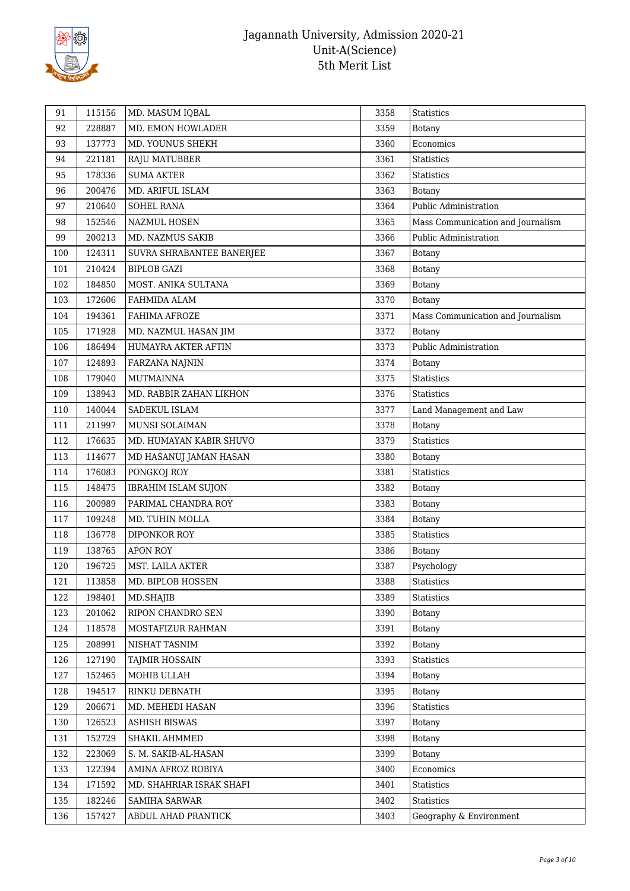| 91 | 115156 | MD. MASUM IQBAL | 3358 | Statistics |
|---|---|---|---|---|
| 92 | 228887 | MD. EMON HOWLADER | 3359 | Botany |
| 93 | 137773 | MD. YOUNUS SHEKH | 3360 | Economics |
| 94 | 221181 | RAJU MATUBBER | 3361 | Statistics |
| 95 | 178336 | SUMA AKTER | 3362 | Statistics |
| 96 | 200476 | MD. ARIFUL ISLAM | 3363 | Botany |
| 97 | 210640 | SOHEL RANA | 3364 | Public Administration |
| 98 | 152546 | NAZMUL HOSEN | 3365 | Mass Communication and Journalism |
| 99 | 200213 | MD. NAZMUS SAKIB | 3366 | Public Administration |
| 100 | 124311 | SUVRA SHRABANTEE BANERJEE | 3367 | Botany |
| 101 | 210424 | BIPLOB GAZI | 3368 | Botany |
| 102 | 184850 | MOST. ANIKA SULTANA | 3369 | Botany |
| 103 | 172606 | FAHMIDA ALAM | 3370 | Botany |
| 104 | 194361 | FAHIMA AFROZE | 3371 | Mass Communication and Journalism |
| 105 | 171928 | MD. NAZMUL HASAN JIM | 3372 | Botany |
| 106 | 186494 | HUMAYRA AKTER AFTIN | 3373 | Public Administration |
| 107 | 124893 | FARZANA NAJNIN | 3374 | Botany |
| 108 | 179040 | MUTMAINNA | 3375 | Statistics |
| 109 | 138943 | MD. RABBIR ZAHAN LIKHON | 3376 | Statistics |
| 110 | 140044 | SADEKUL ISLAM | 3377 | Land Management and Law |
| 111 | 211997 | MUNSI SOLAIMAN | 3378 | Botany |
| 112 | 176635 | MD. HUMAYAN KABIR SHUVO | 3379 | Statistics |
| 113 | 114677 | MD HASANUJ JAMAN HASAN | 3380 | Botany |
| 114 | 176083 | PONGKOJ ROY | 3381 | Statistics |
| 115 | 148475 | IBRAHIM ISLAM SUJON | 3382 | Botany |
| 116 | 200989 | PARIMAL CHANDRA ROY | 3383 | Botany |
| 117 | 109248 | MD. TUHIN MOLLA | 3384 | Botany |
| 118 | 136778 | DIPONKOR ROY | 3385 | Statistics |
| 119 | 138765 | APON ROY | 3386 | Botany |
| 120 | 196725 | MST. LAILA AKTER | 3387 | Psychology |
| 121 | 113858 | MD. BIPLOB HOSSEN | 3388 | Statistics |
| 122 | 198401 | MD.SHAJIB | 3389 | Statistics |
| 123 | 201062 | RIPON CHANDRO SEN | 3390 | Botany |
| 124 | 118578 | MOSTAFIZUR RAHMAN | 3391 | Botany |
| 125 | 208991 | NISHAT TASNIM | 3392 | Botany |
| 126 | 127190 | TAJMIR HOSSAIN | 3393 | Statistics |
| 127 | 152465 | MOHIB ULLAH | 3394 | Botany |
| 128 | 194517 | RINKU DEBNATH | 3395 | Botany |
| 129 | 206671 | MD. MEHEDI HASAN | 3396 | Statistics |
| 130 | 126523 | ASHISH BISWAS | 3397 | Botany |
| 131 | 152729 | SHAKIL AHMMED | 3398 | Botany |
| 132 | 223069 | S. M. SAKIB-AL-HASAN | 3399 | Botany |
| 133 | 122394 | AMINA AFROZ ROBIYA | 3400 | Economics |
| 134 | 171592 | MD. SHAHRIAR ISRAK SHAFI | 3401 | Statistics |
| 135 | 182246 | SAMIHA SARWAR | 3402 | Statistics |
| 136 | 157427 | ABDUL AHAD PRANTICK | 3403 | Geography & Environment |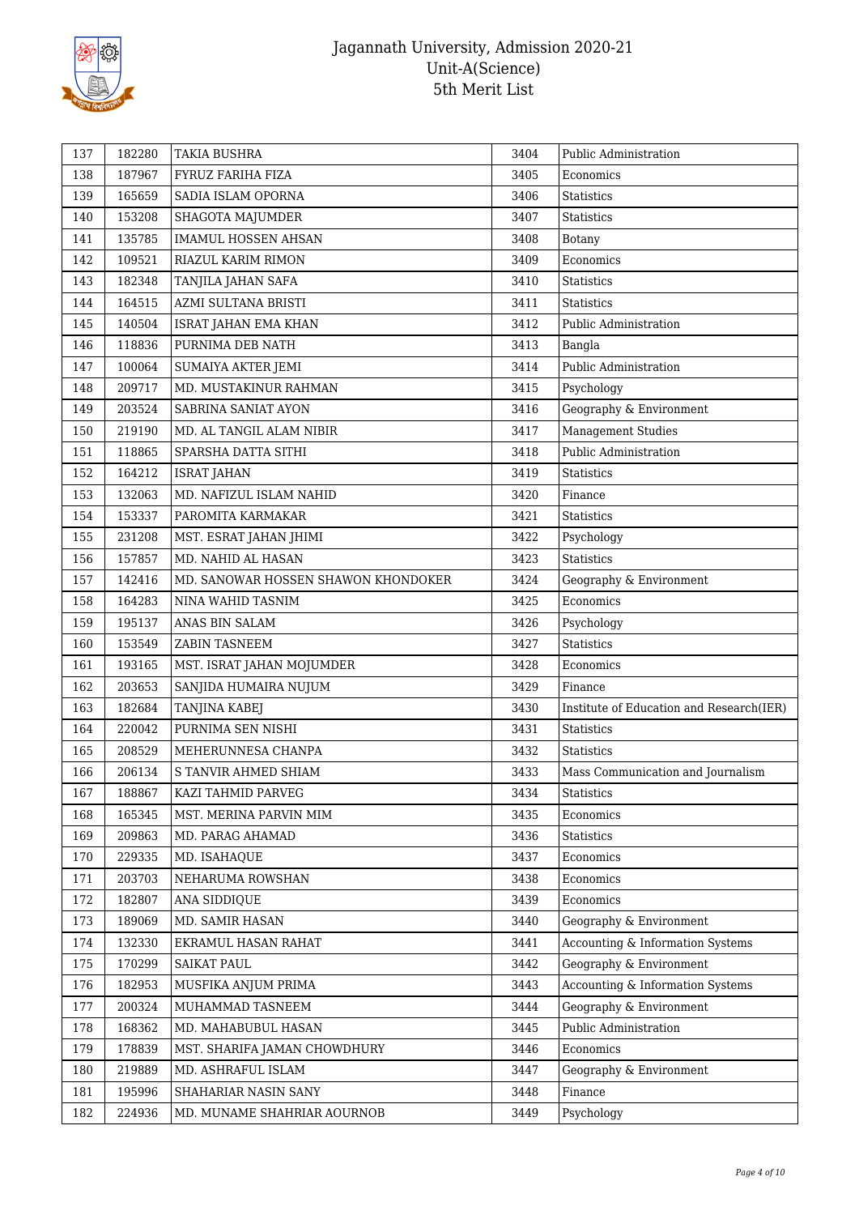| 137 | 182280 | TAKIA BUSHRA | 3404 | Public Administration |
|---|---|---|---|---|
| 138 | 187967 | FYRUZ FARIHA FIZA | 3405 | Economics |
| 139 | 165659 | SADIA ISLAM OPORNA | 3406 | Statistics |
| 140 | 153208 | SHAGOTA MAJUMDER | 3407 | Statistics |
| 141 | 135785 | IMAMUL HOSSEN AHSAN | 3408 | Botany |
| 142 | 109521 | RIAZUL KARIM RIMON | 3409 | Economics |
| 143 | 182348 | TANJILA JAHAN SAFA | 3410 | Statistics |
| 144 | 164515 | AZMI SULTANA BRISTI | 3411 | Statistics |
| 145 | 140504 | ISRAT JAHAN EMA KHAN | 3412 | Public Administration |
| 146 | 118836 | PURNIMA DEB NATH | 3413 | Bangla |
| 147 | 100064 | SUMAIYA AKTER JEMI | 3414 | Public Administration |
| 148 | 209717 | MD. MUSTAKINUR RAHMAN | 3415 | Psychology |
| 149 | 203524 | SABRINA SANIAT AYON | 3416 | Geography & Environment |
| 150 | 219190 | MD. AL TANGIL ALAM NIBIR | 3417 | Management Studies |
| 151 | 118865 | SPARSHA DATTA SITHI | 3418 | Public Administration |
| 152 | 164212 | ISRAT JAHAN | 3419 | Statistics |
| 153 | 132063 | MD. NAFIZUL ISLAM NAHID | 3420 | Finance |
| 154 | 153337 | PAROMITA KARMAKAR | 3421 | Statistics |
| 155 | 231208 | MST. ESRAT JAHAN JHIMI | 3422 | Psychology |
| 156 | 157857 | MD. NAHID AL HASAN | 3423 | Statistics |
| 157 | 142416 | MD. SANOWAR HOSSEN SHAWON KHONDOKER | 3424 | Geography & Environment |
| 158 | 164283 | NINA WAHID TASNIM | 3425 | Economics |
| 159 | 195137 | ANAS BIN SALAM | 3426 | Psychology |
| 160 | 153549 | ZABIN TASNEEM | 3427 | Statistics |
| 161 | 193165 | MST. ISRAT JAHAN MOJUMDER | 3428 | Economics |
| 162 | 203653 | SANJIDA HUMAIRA NUJUM | 3429 | Finance |
| 163 | 182684 | TANJINA KABEJ | 3430 | Institute of Education and Research(IER) |
| 164 | 220042 | PURNIMA SEN NISHI | 3431 | Statistics |
| 165 | 208529 | MEHERUNNESA CHANPA | 3432 | Statistics |
| 166 | 206134 | S TANVIR AHMED SHIAM | 3433 | Mass Communication and Journalism |
| 167 | 188867 | KAZI TAHMID PARVEG | 3434 | Statistics |
| 168 | 165345 | MST. MERINA PARVIN MIM | 3435 | Economics |
| 169 | 209863 | MD. PARAG AHAMAD | 3436 | Statistics |
| 170 | 229335 | MD. ISAHAQUE | 3437 | Economics |
| 171 | 203703 | NEHARUMA ROWSHAN | 3438 | Economics |
| 172 | 182807 | ANA SIDDIQUE | 3439 | Economics |
| 173 | 189069 | MD. SAMIR HASAN | 3440 | Geography & Environment |
| 174 | 132330 | EKRAMUL HASAN RAHAT | 3441 | Accounting & Information Systems |
| 175 | 170299 | SAIKAT PAUL | 3442 | Geography & Environment |
| 176 | 182953 | MUSFIKA ANJUM PRIMA | 3443 | Accounting & Information Systems |
| 177 | 200324 | MUHAMMAD TASNEEM | 3444 | Geography & Environment |
| 178 | 168362 | MD. MAHABUBUL HASAN | 3445 | Public Administration |
| 179 | 178839 | MST. SHARIFA JAMAN CHOWDHURY | 3446 | Economics |
| 180 | 219889 | MD. ASHRAFUL ISLAM | 3447 | Geography & Environment |
| 181 | 195996 | SHAHARIAR NASIN SANY | 3448 | Finance |
| 182 | 224936 | MD. MUNAME SHAHRIAR AOURNOB | 3449 | Psychology |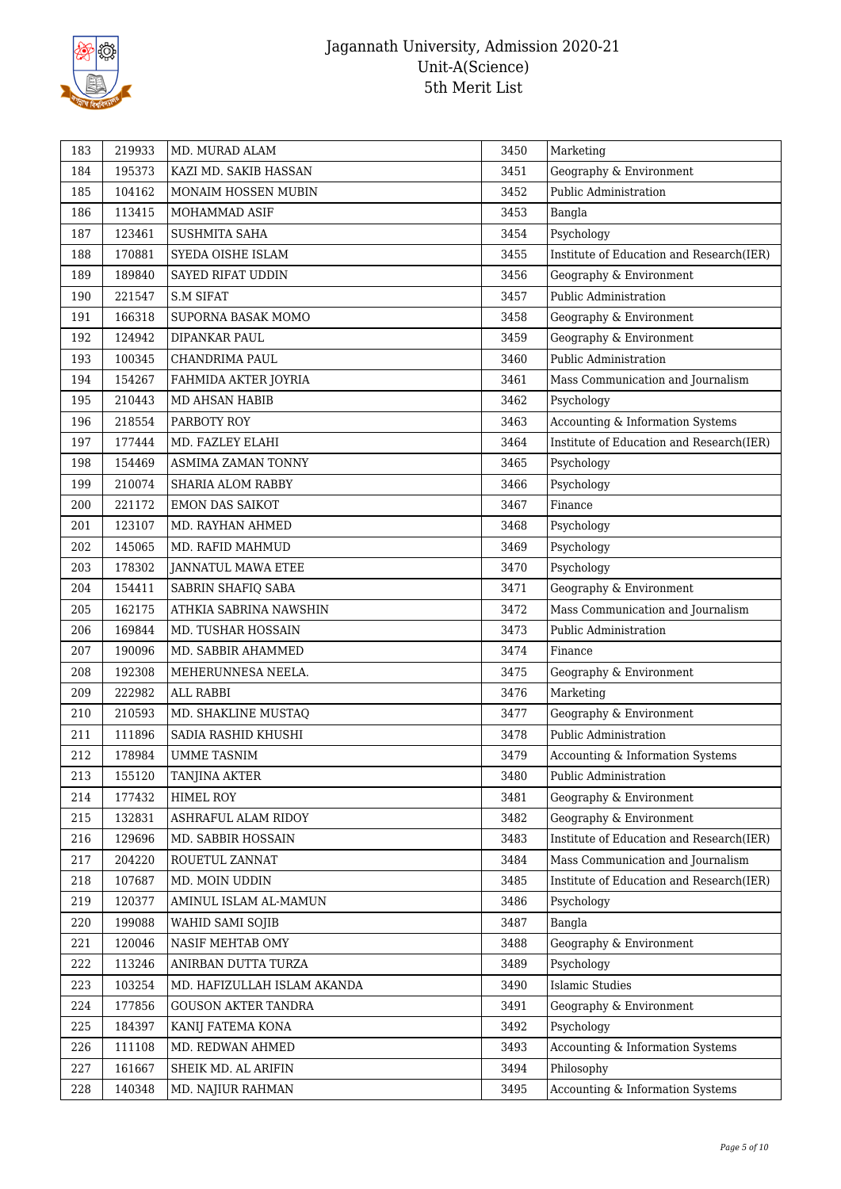| 183 | 219933 | MD. MURAD ALAM | 3450 | Marketing |
|---|---|---|---|---|
| 184 | 195373 | KAZI MD. SAKIB HASSAN | 3451 | Geography & Environment |
| 185 | 104162 | MONAIM HOSSEN MUBIN | 3452 | Public Administration |
| 186 | 113415 | MOHAMMAD ASIF | 3453 | Bangla |
| 187 | 123461 | SUSHMITA SAHA | 3454 | Psychology |
| 188 | 170881 | SYEDA OISHE ISLAM | 3455 | Institute of Education and Research(IER) |
| 189 | 189840 | SAYED RIFAT UDDIN | 3456 | Geography & Environment |
| 190 | 221547 | S.M SIFAT | 3457 | Public Administration |
| 191 | 166318 | SUPORNA BASAK MOMO | 3458 | Geography & Environment |
| 192 | 124942 | DIPANKAR PAUL | 3459 | Geography & Environment |
| 193 | 100345 | CHANDRIMA PAUL | 3460 | Public Administration |
| 194 | 154267 | FAHMIDA AKTER JOYRIA | 3461 | Mass Communication and Journalism |
| 195 | 210443 | MD AHSAN HABIB | 3462 | Psychology |
| 196 | 218554 | PARBOTY ROY | 3463 | Accounting & Information Systems |
| 197 | 177444 | MD. FAZLEY ELAHI | 3464 | Institute of Education and Research(IER) |
| 198 | 154469 | ASMIMA ZAMAN TONNY | 3465 | Psychology |
| 199 | 210074 | SHARIA ALOM RABBY | 3466 | Psychology |
| 200 | 221172 | EMON DAS SAIKOT | 3467 | Finance |
| 201 | 123107 | MD. RAYHAN AHMED | 3468 | Psychology |
| 202 | 145065 | MD. RAFID MAHMUD | 3469 | Psychology |
| 203 | 178302 | JANNATUL MAWA ETEE | 3470 | Psychology |
| 204 | 154411 | SABRIN SHAFIQ SABA | 3471 | Geography & Environment |
| 205 | 162175 | ATHKIA SABRINA NAWSHIN | 3472 | Mass Communication and Journalism |
| 206 | 169844 | MD. TUSHAR HOSSAIN | 3473 | Public Administration |
| 207 | 190096 | MD. SABBIR AHAMMED | 3474 | Finance |
| 208 | 192308 | MEHERUNNESA NEELA. | 3475 | Geography & Environment |
| 209 | 222982 | ALL RABBI | 3476 | Marketing |
| 210 | 210593 | MD. SHAKLINE MUSTAQ | 3477 | Geography & Environment |
| 211 | 111896 | SADIA RASHID KHUSHI | 3478 | Public Administration |
| 212 | 178984 | UMME TASNIM | 3479 | Accounting & Information Systems |
| 213 | 155120 | TANJINA AKTER | 3480 | Public Administration |
| 214 | 177432 | HIMEL ROY | 3481 | Geography & Environment |
| 215 | 132831 | ASHRAFUL ALAM RIDOY | 3482 | Geography & Environment |
| 216 | 129696 | MD. SABBIR HOSSAIN | 3483 | Institute of Education and Research(IER) |
| 217 | 204220 | ROUETUL ZANNAT | 3484 | Mass Communication and Journalism |
| 218 | 107687 | MD. MOIN UDDIN | 3485 | Institute of Education and Research(IER) |
| 219 | 120377 | AMINUL ISLAM AL-MAMUN | 3486 | Psychology |
| 220 | 199088 | WAHID SAMI SOJIB | 3487 | Bangla |
| 221 | 120046 | NASIF MEHTAB OMY | 3488 | Geography & Environment |
| 222 | 113246 | ANIRBAN DUTTA TURZA | 3489 | Psychology |
| 223 | 103254 | MD. HAFIZULLAH ISLAM AKANDA | 3490 | Islamic Studies |
| 224 | 177856 | GOUSON AKTER TANDRA | 3491 | Geography & Environment |
| 225 | 184397 | KANIJ FATEMA KONA | 3492 | Psychology |
| 226 | 111108 | MD. REDWAN AHMED | 3493 | Accounting & Information Systems |
| 227 | 161667 | SHEIK MD. AL ARIFIN | 3494 | Philosophy |
| 228 | 140348 | MD. NAJIUR RAHMAN | 3495 | Accounting & Information Systems |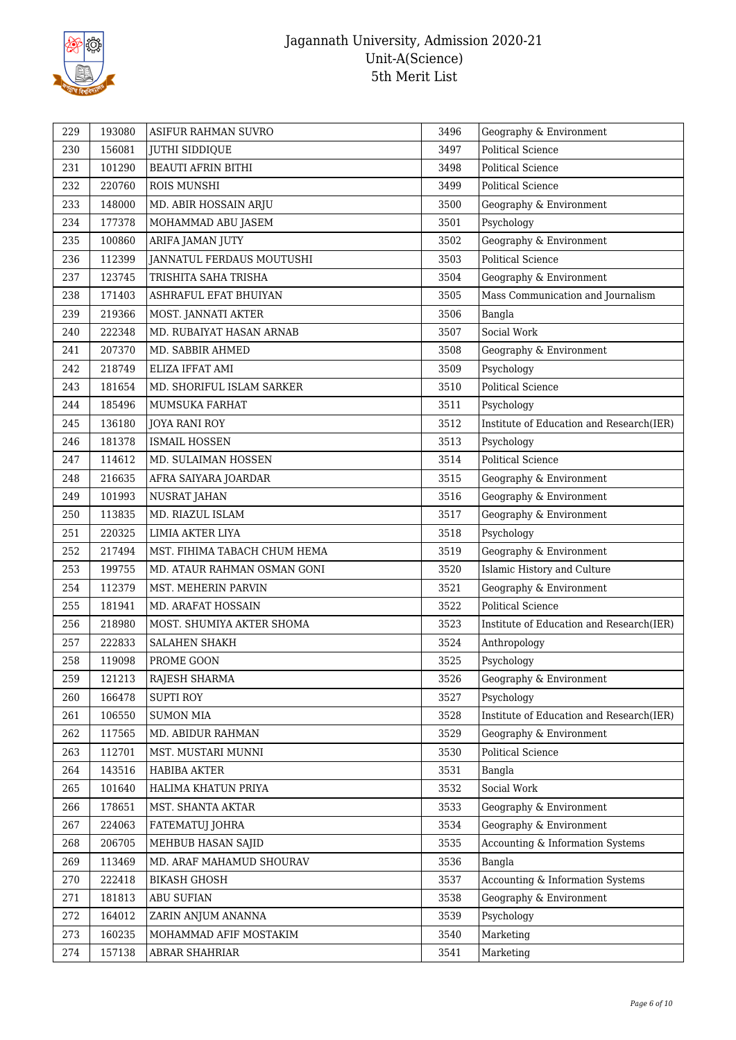| 229 | 193080 | ASIFUR RAHMAN SUVRO | 3496 | Geography & Environment |
|---|---|---|---|---|
| 230 | 156081 | JUTHI SIDDIQUE | 3497 | Political Science |
| 231 | 101290 | BEAUTI AFRIN BITHI | 3498 | Political Science |
| 232 | 220760 | ROIS MUNSHI | 3499 | Political Science |
| 233 | 148000 | MD. ABIR HOSSAIN ARJU | 3500 | Geography & Environment |
| 234 | 177378 | MOHAMMAD ABU JASEM | 3501 | Psychology |
| 235 | 100860 | ARIFA JAMAN JUTY | 3502 | Geography & Environment |
| 236 | 112399 | JANNATUL FERDAUS MOUTUSHI | 3503 | Political Science |
| 237 | 123745 | TRISHITA SAHA TRISHA | 3504 | Geography & Environment |
| 238 | 171403 | ASHRAFUL EFAT BHUIYAN | 3505 | Mass Communication and Journalism |
| 239 | 219366 | MOST. JANNATI AKTER | 3506 | Bangla |
| 240 | 222348 | MD. RUBAIYAT HASAN ARNAB | 3507 | Social Work |
| 241 | 207370 | MD. SABBIR AHMED | 3508 | Geography & Environment |
| 242 | 218749 | ELIZA IFFAT AMI | 3509 | Psychology |
| 243 | 181654 | MD. SHORIFUL ISLAM SARKER | 3510 | Political Science |
| 244 | 185496 | MUMSUKA FARHAT | 3511 | Psychology |
| 245 | 136180 | JOYA RANI ROY | 3512 | Institute of Education and Research(IER) |
| 246 | 181378 | ISMAIL HOSSEN | 3513 | Psychology |
| 247 | 114612 | MD. SULAIMAN HOSSEN | 3514 | Political Science |
| 248 | 216635 | AFRA SAIYARA JOARDAR | 3515 | Geography & Environment |
| 249 | 101993 | NUSRAT JAHAN | 3516 | Geography & Environment |
| 250 | 113835 | MD. RIAZUL ISLAM | 3517 | Geography & Environment |
| 251 | 220325 | LIMIA AKTER LIYA | 3518 | Psychology |
| 252 | 217494 | MST. FIHIMA TABACH CHUM HEMA | 3519 | Geography & Environment |
| 253 | 199755 | MD. ATAUR RAHMAN OSMAN GONI | 3520 | Islamic History and Culture |
| 254 | 112379 | MST. MEHERIN PARVIN | 3521 | Geography & Environment |
| 255 | 181941 | MD. ARAFAT HOSSAIN | 3522 | Political Science |
| 256 | 218980 | MOST. SHUMIYA AKTER SHOMA | 3523 | Institute of Education and Research(IER) |
| 257 | 222833 | SALAHEN SHAKH | 3524 | Anthropology |
| 258 | 119098 | PROME GOON | 3525 | Psychology |
| 259 | 121213 | RAJESH SHARMA | 3526 | Geography & Environment |
| 260 | 166478 | SUPTI ROY | 3527 | Psychology |
| 261 | 106550 | SUMON MIA | 3528 | Institute of Education and Research(IER) |
| 262 | 117565 | MD. ABIDUR RAHMAN | 3529 | Geography & Environment |
| 263 | 112701 | MST. MUSTARI MUNNI | 3530 | Political Science |
| 264 | 143516 | HABIBA AKTER | 3531 | Bangla |
| 265 | 101640 | HALIMA KHATUN PRIYA | 3532 | Social Work |
| 266 | 178651 | MST. SHANTA AKTAR | 3533 | Geography & Environment |
| 267 | 224063 | FATEMATUJ JOHRA | 3534 | Geography & Environment |
| 268 | 206705 | MEHBUB HASAN SAJID | 3535 | Accounting & Information Systems |
| 269 | 113469 | MD. ARAF MAHAMUD SHOURAV | 3536 | Bangla |
| 270 | 222418 | BIKASH GHOSH | 3537 | Accounting & Information Systems |
| 271 | 181813 | ABU SUFIAN | 3538 | Geography & Environment |
| 272 | 164012 | ZARIN ANJUM ANANNA | 3539 | Psychology |
| 273 | 160235 | MOHAMMAD AFIF MOSTAKIM | 3540 | Marketing |
| 274 | 157138 | ABRAR SHAHRIAR | 3541 | Marketing |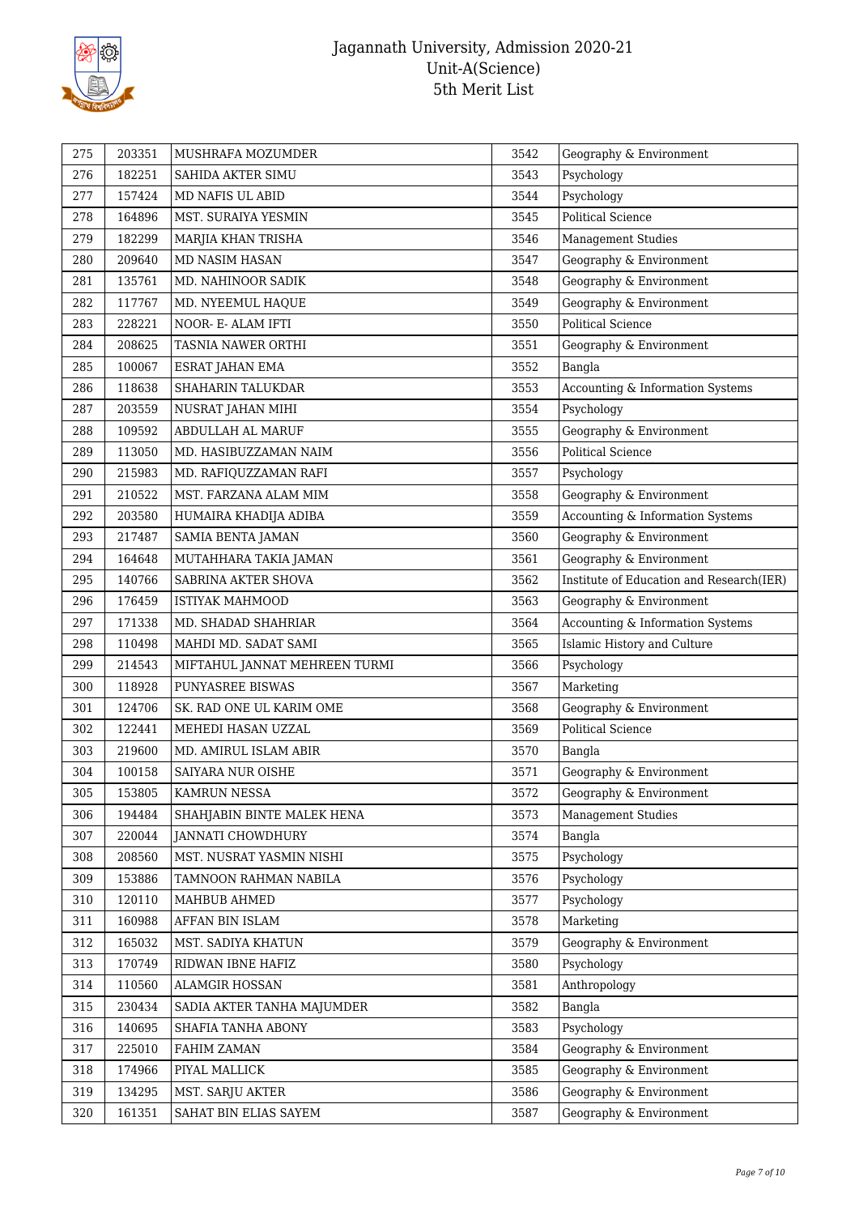# Jagannath University, Admission 2020-21
## Unit-A(Science)
## 5th Merit List

| | | | | |
|---|---|---|---|---|
| 275 | 203351 | MUSHRAFA MOZUMDER | 3542 | Geography & Environment |
| 276 | 182251 | SAHIDA AKTER SIMU | 3543 | Psychology |
| 277 | 157424 | MD NAFIS UL ABID | 3544 | Psychology |
| 278 | 164896 | MST. SURAIYA YESMIN | 3545 | Political Science |
| 279 | 182299 | MARJIA KHAN TRISHA | 3546 | Management Studies |
| 280 | 209640 | MD NASIM HASAN | 3547 | Geography & Environment |
| 281 | 135761 | MD. NAHINOOR SADIK | 3548 | Geography & Environment |
| 282 | 117767 | MD. NYEEMUL HAQUE | 3549 | Geography & Environment |
| 283 | 228221 | NOOR- E- ALAM IFTI | 3550 | Political Science |
| 284 | 208625 | TASNIA NAWER ORTHI | 3551 | Geography & Environment |
| 285 | 100067 | ESRAT JAHAN EMA | 3552 | Bangla |
| 286 | 118638 | SHAHARIN TALUKDAR | 3553 | Accounting & Information Systems |
| 287 | 203559 | NUSRAT JAHAN MIHI | 3554 | Psychology |
| 288 | 109592 | ABDULLAH AL MARUF | 3555 | Geography & Environment |
| 289 | 113050 | MD. HASIBUZZAMAN NAIM | 3556 | Political Science |
| 290 | 215983 | MD. RAFIQUZZAMAN RAFI | 3557 | Psychology |
| 291 | 210522 | MST. FARZANA ALAM MIM | 3558 | Geography & Environment |
| 292 | 203580 | HUMAIRA KHADIJA ADIBA | 3559 | Accounting & Information Systems |
| 293 | 217487 | SAMIA BENTA JAMAN | 3560 | Geography & Environment |
| 294 | 164648 | MUTAHHARA TAKIA JAMAN | 3561 | Geography & Environment |
| 295 | 140766 | SABRINA AKTER SHOVA | 3562 | Institute of Education and Research(IER) |
| 296 | 176459 | ISTIYAK MAHMOOD | 3563 | Geography & Environment |
| 297 | 171338 | MD. SHADAD SHAHRIAR | 3564 | Accounting & Information Systems |
| 298 | 110498 | MAHDI MD. SADAT SAMI | 3565 | Islamic History and Culture |
| 299 | 214543 | MIFTAHUL JANNAT MEHREEN TURMI | 3566 | Psychology |
| 300 | 118928 | PUNYASREE BISWAS | 3567 | Marketing |
| 301 | 124706 | SK. RAD ONE UL KARIM OME | 3568 | Geography & Environment |
| 302 | 122441 | MEHEDI HASAN UZZAL | 3569 | Political Science |
| 303 | 219600 | MD. AMIRUL ISLAM ABIR | 3570 | Bangla |
| 304 | 100158 | SAIYARA NUR OISHE | 3571 | Geography & Environment |
| 305 | 153805 | KAMRUN NESSA | 3572 | Geography & Environment |
| 306 | 194484 | SHAHJABIN BINTE MALEK HENA | 3573 | Management Studies |
| 307 | 220044 | JANNATI CHOWDHURY | 3574 | Bangla |
| 308 | 208560 | MST. NUSRAT YASMIN NISHI | 3575 | Psychology |
| 309 | 153886 | TAMNOON RAHMAN NABILA | 3576 | Psychology |
| 310 | 120110 | MAHBUB AHMED | 3577 | Psychology |
| 311 | 160988 | AFFAN BIN ISLAM | 3578 | Marketing |
| 312 | 165032 | MST. SADIYA KHATUN | 3579 | Geography & Environment |
| 313 | 170749 | RIDWAN IBNE HAFIZ | 3580 | Psychology |
| 314 | 110560 | ALAMGIR HOSSAN | 3581 | Anthropology |
| 315 | 230434 | SADIA AKTER TANHA MAJUMDER | 3582 | Bangla |
| 316 | 140695 | SHAFIA TANHA ABONY | 3583 | Psychology |
| 317 | 225010 | FAHIM ZAMAN | 3584 | Geography & Environment |
| 318 | 174966 | PIYAL MALLICK | 3585 | Geography & Environment |
| 319 | 134295 | MST. SARJU AKTER | 3586 | Geography & Environment |
| 320 | 161351 | SAHAT BIN ELIAS SAYEM | 3587 | Geography & Environment |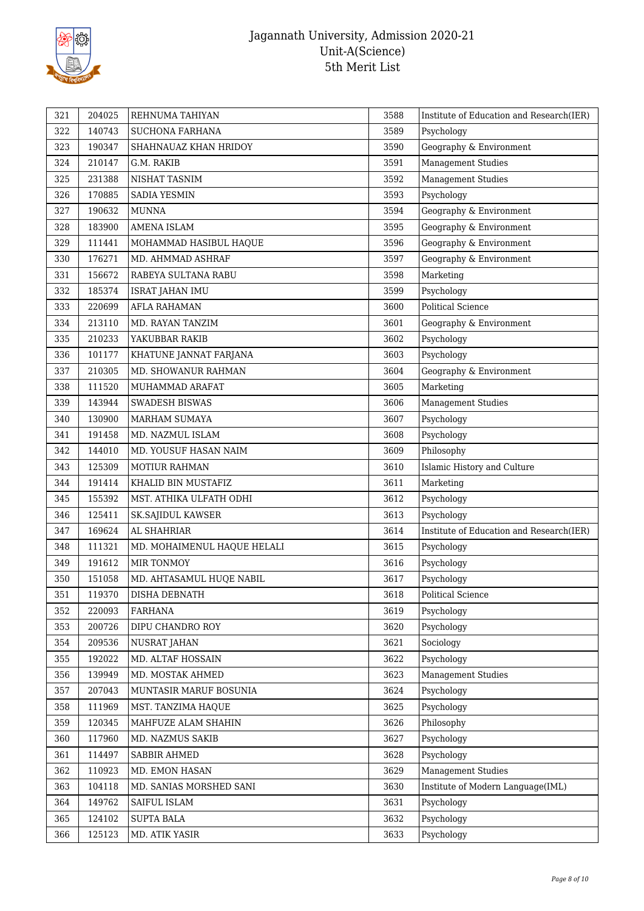| 321 | 204025 | REHNUMA TAHIYAN | 3588 | Institute of Education and Research(IER) |
|---|---|---|---|---|
| 322 | 140743 | SUCHONA FARHANA | 3589 | Psychology |
| 323 | 190347 | SHAHNAUAZ KHAN HRIDOY | 3590 | Geography & Environment |
| 324 | 210147 | G.M. RAKIB | 3591 | Management Studies |
| 325 | 231388 | NISHAT TASNIM | 3592 | Management Studies |
| 326 | 170885 | SADIA YESMIN | 3593 | Psychology |
| 327 | 190632 | MUNNA | 3594 | Geography & Environment |
| 328 | 183900 | AMENA ISLAM | 3595 | Geography & Environment |
| 329 | 111441 | MOHAMMAD HASIBUL HAQUE | 3596 | Geography & Environment |
| 330 | 176271 | MD. AHMMAD ASHRAF | 3597 | Geography & Environment |
| 331 | 156672 | RABEYA SULTANA RABU | 3598 | Marketing |
| 332 | 185374 | ISRAT JAHAN IMU | 3599 | Psychology |
| 333 | 220699 | AFLA RAHAMAN | 3600 | Political Science |
| 334 | 213110 | MD. RAYAN TANZIM | 3601 | Geography & Environment |
| 335 | 210233 | YAKUBBAR RAKIB | 3602 | Psychology |
| 336 | 101177 | KHATUNE JANNAT FARJANA | 3603 | Psychology |
| 337 | 210305 | MD. SHOWANUR RAHMAN | 3604 | Geography & Environment |
| 338 | 111520 | MUHAMMAD ARAFAT | 3605 | Marketing |
| 339 | 143944 | SWADESH BISWAS | 3606 | Management Studies |
| 340 | 130900 | MARHAM SUMAYA | 3607 | Psychology |
| 341 | 191458 | MD. NAZMUL ISLAM | 3608 | Psychology |
| 342 | 144010 | MD. YOUSUF HASAN NAIM | 3609 | Philosophy |
| 343 | 125309 | MOTIUR RAHMAN | 3610 | Islamic History and Culture |
| 344 | 191414 | KHALID BIN MUSTAFIZ | 3611 | Marketing |
| 345 | 155392 | MST. ATHIKA ULFATH ODHI | 3612 | Psychology |
| 346 | 125411 | SK.SAJIDUL KAWSER | 3613 | Psychology |
| 347 | 169624 | AL SHAHRIAR | 3614 | Institute of Education and Research(IER) |
| 348 | 111321 | MD. MOHAIMENUL HAQUE HELALI | 3615 | Psychology |
| 349 | 191612 | MIR TONMOY | 3616 | Psychology |
| 350 | 151058 | MD. AHTASAMUL HUQE NABIL | 3617 | Psychology |
| 351 | 119370 | DISHA DEBNATH | 3618 | Political Science |
| 352 | 220093 | FARHANA | 3619 | Psychology |
| 353 | 200726 | DIPU CHANDRO ROY | 3620 | Psychology |
| 354 | 209536 | NUSRAT JAHAN | 3621 | Sociology |
| 355 | 192022 | MD. ALTAF HOSSAIN | 3622 | Psychology |
| 356 | 139949 | MD. MOSTAK AHMED | 3623 | Management Studies |
| 357 | 207043 | MUNTASIR MARUF BOSUNIA | 3624 | Psychology |
| 358 | 111969 | MST. TANZIMA HAQUE | 3625 | Psychology |
| 359 | 120345 | MAHFUZE ALAM SHAHIN | 3626 | Philosophy |
| 360 | 117960 | MD. NAZMUS SAKIB | 3627 | Psychology |
| 361 | 114497 | SABBIR AHMED | 3628 | Psychology |
| 362 | 110923 | MD. EMON HASAN | 3629 | Management Studies |
| 363 | 104118 | MD. SANIAS MORSHED SANI | 3630 | Institute of Modern Language(IML) |
| 364 | 149762 | SAIFUL ISLAM | 3631 | Psychology |
| 365 | 124102 | SUPTA BALA | 3632 | Psychology |
| 366 | 125123 | MD. ATIK YASIR | 3633 | Psychology |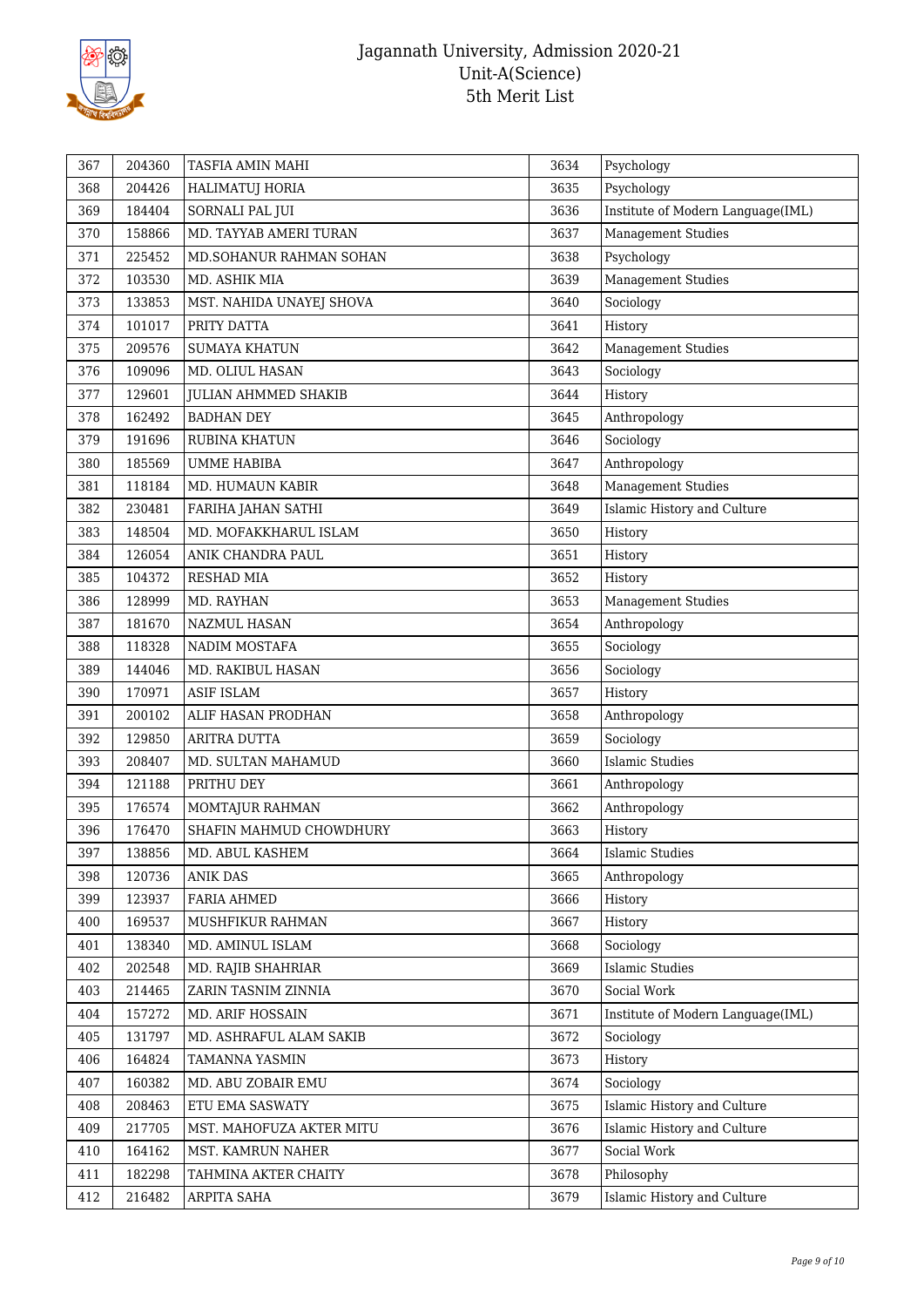| 367 | 204360 | TASFIA AMIN MAHI | 3634 | Psychology |
|---|---|---|---|---|
| 368 | 204426 | HALIMATUJ HORIA | 3635 | Psychology |
| 369 | 184404 | SORNALI PAL JUI | 3636 | Institute of Modern Language(IML) |
| 370 | 158866 | MD. TAYYAB AMERI TURAN | 3637 | Management Studies |
| 371 | 225452 | MD.SOHANUR RAHMAN SOHAN | 3638 | Psychology |
| 372 | 103530 | MD. ASHIK MIA | 3639 | Management Studies |
| 373 | 133853 | MST. NAHIDA UNAYEJ SHOVA | 3640 | Sociology |
| 374 | 101017 | PRITY DATTA | 3641 | History |
| 375 | 209576 | SUMAYA KHATUN | 3642 | Management Studies |
| 376 | 109096 | MD. OLIUL HASAN | 3643 | Sociology |
| 377 | 129601 | JULIAN AHMMED SHAKIB | 3644 | History |
| 378 | 162492 | BADHAN DEY | 3645 | Anthropology |
| 379 | 191696 | RUBINA KHATUN | 3646 | Sociology |
| 380 | 185569 | UMME HABIBA | 3647 | Anthropology |
| 381 | 118184 | MD. HUMAUN KABIR | 3648 | Management Studies |
| 382 | 230481 | FARIHA JAHAN SATHI | 3649 | Islamic History and Culture |
| 383 | 148504 | MD. MOFAKKHARUL ISLAM | 3650 | History |
| 384 | 126054 | ANIK CHANDRA PAUL | 3651 | History |
| 385 | 104372 | RESHAD MIA | 3652 | History |
| 386 | 128999 | MD. RAYHAN | 3653 | Management Studies |
| 387 | 181670 | NAZMUL HASAN | 3654 | Anthropology |
| 388 | 118328 | NADIM MOSTAFA | 3655 | Sociology |
| 389 | 144046 | MD. RAKIBUL HASAN | 3656 | Sociology |
| 390 | 170971 | ASIF ISLAM | 3657 | History |
| 391 | 200102 | ALIF HASAN PRODHAN | 3658 | Anthropology |
| 392 | 129850 | ARITRA DUTTA | 3659 | Sociology |
| 393 | 208407 | MD. SULTAN MAHAMUD | 3660 | Islamic Studies |
| 394 | 121188 | PRITHU DEY | 3661 | Anthropology |
| 395 | 176574 | MOMTAJUR RAHMAN | 3662 | Anthropology |
| 396 | 176470 | SHAFIN MAHMUD CHOWDHURY | 3663 | History |
| 397 | 138856 | MD. ABUL KASHEM | 3664 | Islamic Studies |
| 398 | 120736 | ANIK DAS | 3665 | Anthropology |
| 399 | 123937 | FARIA AHMED | 3666 | History |
| 400 | 169537 | MUSHFIKUR RAHMAN | 3667 | History |
| 401 | 138340 | MD. AMINUL ISLAM | 3668 | Sociology |
| 402 | 202548 | MD. RAJIB SHAHRIAR | 3669 | Islamic Studies |
| 403 | 214465 | ZARIN TASNIM ZINNIA | 3670 | Social Work |
| 404 | 157272 | MD. ARIF HOSSAIN | 3671 | Institute of Modern Language(IML) |
| 405 | 131797 | MD. ASHRAFUL ALAM SAKIB | 3672 | Sociology |
| 406 | 164824 | TAMANNA YASMIN | 3673 | History |
| 407 | 160382 | MD. ABU ZOBAIR EMU | 3674 | Sociology |
| 408 | 208463 | ETU EMA SASWATY | 3675 | Islamic History and Culture |
| 409 | 217705 | MST. MAHOFUZA AKTER MITU | 3676 | Islamic History and Culture |
| 410 | 164162 | MST. KAMRUN NAHER | 3677 | Social Work |
| 411 | 182298 | TAHMINA AKTER CHAITY | 3678 | Philosophy |
| 412 | 216482 | ARPITA SAHA | 3679 | Islamic History and Culture |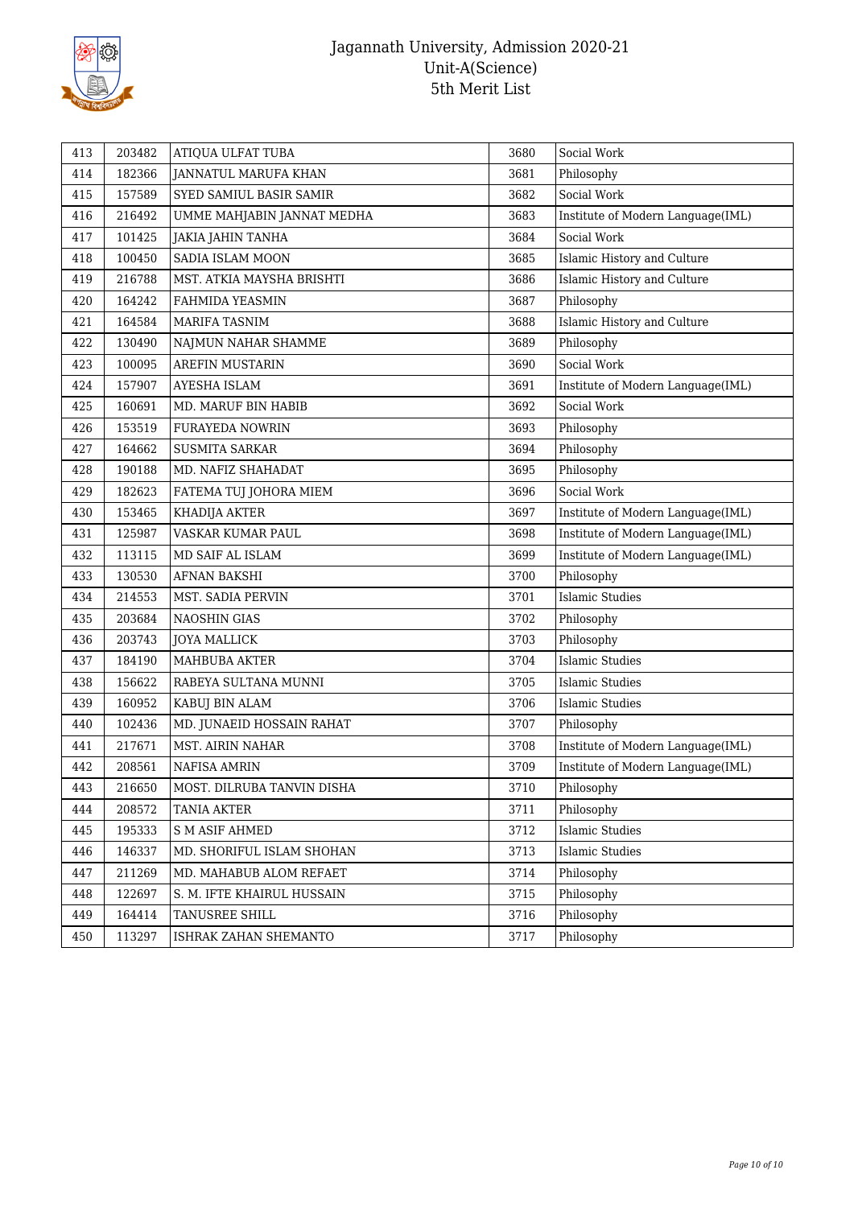| | | | | |
|---|---|---|---|---|
| 413 | 203482 | ATIQUA ULFAT TUBA | 3680 | Social Work |
| 414 | 182366 | JANNATUL MARUFA KHAN | 3681 | Philosophy |
| 415 | 157589 | SYED SAMIUL BASIR SAMIR | 3682 | Social Work |
| 416 | 216492 | UMME MAHJABIN JANNAT MEDHA | 3683 | Institute of Modern Language(IML) |
| 417 | 101425 | JAKIA JAHIN TANHA | 3684 | Social Work |
| 418 | 100450 | SADIA ISLAM MOON | 3685 | Islamic History and Culture |
| 419 | 216788 | MST. ATKIA MAYSHA BRISHTI | 3686 | Islamic History and Culture |
| 420 | 164242 | FAHMIDA YEASMIN | 3687 | Philosophy |
| 421 | 164584 | MARIFA TASNIM | 3688 | Islamic History and Culture |
| 422 | 130490 | NAJMUN NAHAR SHAMME | 3689 | Philosophy |
| 423 | 100095 | AREFIN MUSTARIN | 3690 | Social Work |
| 424 | 157907 | AYESHA ISLAM | 3691 | Institute of Modern Language(IML) |
| 425 | 160691 | MD. MARUF BIN HABIB | 3692 | Social Work |
| 426 | 153519 | FURAYEDA NOWRIN | 3693 | Philosophy |
| 427 | 164662 | SUSMITA SARKAR | 3694 | Philosophy |
| 428 | 190188 | MD. NAFIZ SHAHADAT | 3695 | Philosophy |
| 429 | 182623 | FATEMA TUJ JOHORA MIEM | 3696 | Social Work |
| 430 | 153465 | KHADIJA AKTER | 3697 | Institute of Modern Language(IML) |
| 431 | 125987 | VASKAR KUMAR PAUL | 3698 | Institute of Modern Language(IML) |
| 432 | 113115 | MD SAIF AL ISLAM | 3699 | Institute of Modern Language(IML) |
| 433 | 130530 | AFNAN BAKSHI | 3700 | Philosophy |
| 434 | 214553 | MST. SADIA PERVIN | 3701 | Islamic Studies |
| 435 | 203684 | NAOSHIN GIAS | 3702 | Philosophy |
| 436 | 203743 | JOYA MALLICK | 3703 | Philosophy |
| 437 | 184190 | MAHBUBA AKTER | 3704 | Islamic Studies |
| 438 | 156622 | RABEYA SULTANA MUNNI | 3705 | Islamic Studies |
| 439 | 160952 | KABUJ BIN ALAM | 3706 | Islamic Studies |
| 440 | 102436 | MD. JUNAEID HOSSAIN RAHAT | 3707 | Philosophy |
| 441 | 217671 | MST. AIRIN NAHAR | 3708 | Institute of Modern Language(IML) |
| 442 | 208561 | NAFISA AMRIN | 3709 | Institute of Modern Language(IML) |
| 443 | 216650 | MOST. DILRUBA TANVIN DISHA | 3710 | Philosophy |
| 444 | 208572 | TANIA AKTER | 3711 | Philosophy |
| 445 | 195333 | S M ASIF AHMED | 3712 | Islamic Studies |
| 446 | 146337 | MD. SHORIFUL ISLAM SHOHAN | 3713 | Islamic Studies |
| 447 | 211269 | MD. MAHABUB ALOM REFAET | 3714 | Philosophy |
| 448 | 122697 | S. M. IFTE KHAIRUL HUSSAIN | 3715 | Philosophy |
| 449 | 164414 | TANUSREE SHILL | 3716 | Philosophy |
| 450 | 113297 | ISHRAK ZAHAN SHEMANTO | 3717 | Philosophy |